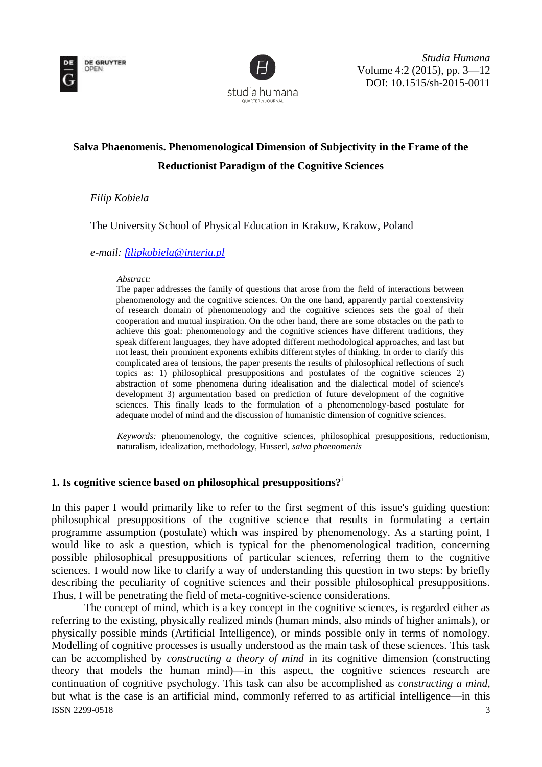# Salva Phaenomenis. Phenomenological Dimension of Subjectivity in the Frame of the Reductionist Paradigm of the Cognitive Sciences

*Filip Kobiela*

The University School of Physical Education in Krakow, Krakow, Poland

*e-mail: filipkobiela@interia.pl*

*Abstract:*

The paper addresses the family of questions that arose from the field of interactions between phenomenology and the cognitive sciences. On the one hand, apparently partial coextensivity of research domain of phenomenology and the cognitive sciences sets the goal of their cooperation and mutual inspiration. On the other hand, there are some obstacles on the path to achieve this goal: phenomenology and the cognitive sciences have different traditions, they speak different languages, they have adopted different methodological approaches, and last but not least, their prominent exponents exhibits different styles of thinking. In order to clarify this complicated area of tensions, the paper presents the results of philosophical reflections of such topics as: 1) philosophical presuppositions and postulates of the cognitive sciences 2) abstraction of some phenomena during idealisation and the dialectical model of science's development 3) argumentation based on prediction of future development of the cognitive sciences. This finally leads to the formulation of a phenomenology-based postulate for adequate model of mind and the discussion of humanistic dimension of cognitive sciences.

*Keywords:* phenomenology, the cognitive sciences, philosophical presuppositions, reductionism, naturalism, idealization, methodology, Husserl, *salva phaenomenis*

## 1. Is cognitive science based on philosophical presuppositions?[i]

In this paper I would primarily like to refer to the first segment of this issue's guiding question: philosophical presuppositions of the cognitive science that results in formulating a certain programme assumption (postulate) which was inspired by phenomenology. As a starting point, I would like to ask a question, which is typical for the phenomenological tradition, concerning possible philosophical presuppositions of particular sciences, referring them to the cognitive sciences. I would now like to clarify a way of understanding this question in two steps: by briefly describing the peculiarity of cognitive sciences and their possible philosophical presuppositions. Thus, I will be penetrating the field of meta-cognitive-science considerations.

The concept of mind, which is a key concept in the cognitive sciences, is regarded either as referring to the existing, physically realized minds (human minds, also minds of higher animals), or physically possible minds (Artificial Intelligence), or minds possible only in terms of nomology. Modelling of cognitive processes is usually understood as the main task of these sciences. This task can be accomplished by *constructing a theory of mind* in its cognitive dimension (constructing theory that models the human mind)—in this aspect, the cognitive sciences research are continuation of cognitive psychology. This task can also be accomplished as *constructing a mind*, but what is the case is an artificial mind, commonly referred to as artificial intelligence—in this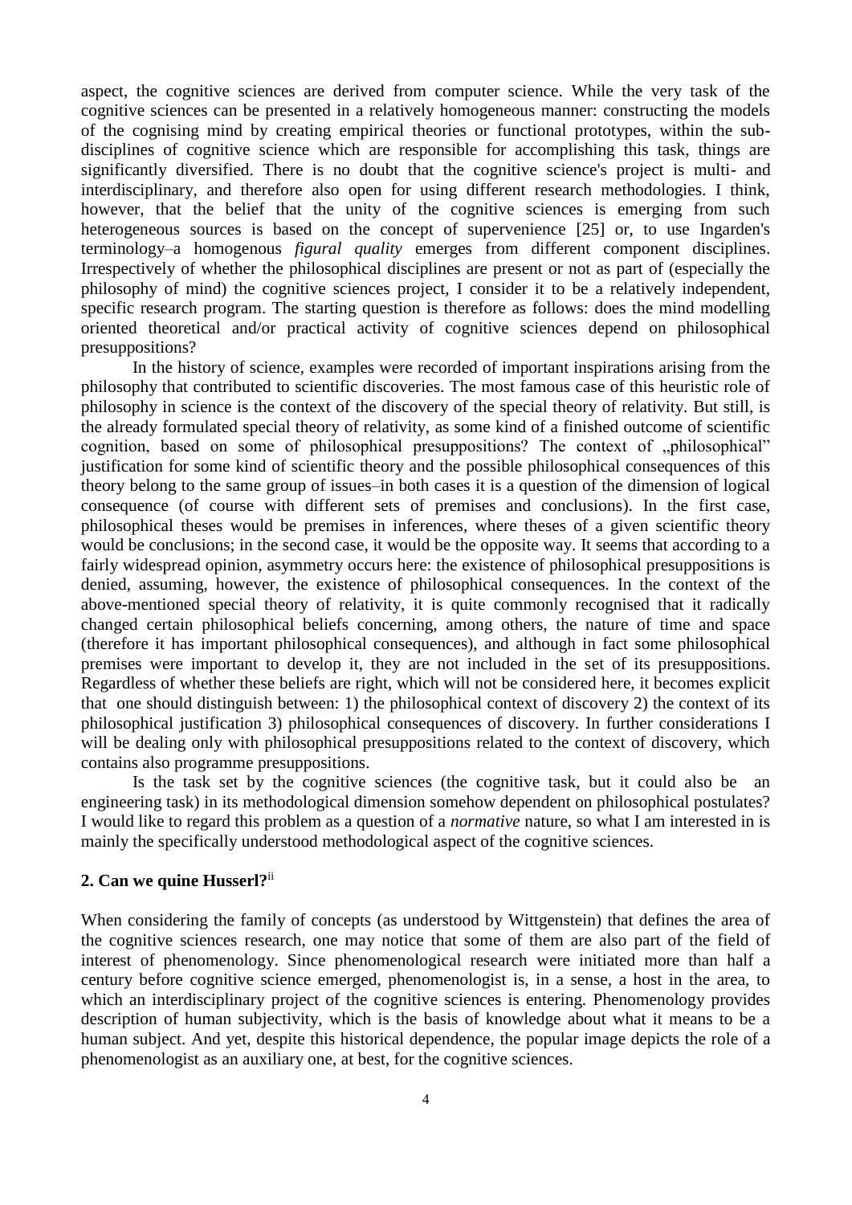aspect, the cognitive sciences are derived from computer science. While the very task of the cognitive sciences can be presented in a relatively homogeneous manner: constructing the models of the cognising mind by creating empirical theories or functional prototypes, within the sub-disciplines of cognitive science which are responsible for accomplishing this task, things are significantly diversified. There is no doubt that the cognitive science's project is multi- and interdisciplinary, and therefore also open for using different research methodologies. I think, however, that the belief that the unity of the cognitive sciences is emerging from such heterogeneous sources is based on the concept of supervenience [25] or, to use Ingarden's terminology–a homogenous *figural quality* emerges from different component disciplines. Irrespectively of whether the philosophical disciplines are present or not as part of (especially the philosophy of mind) the cognitive sciences project, I consider it to be a relatively independent, specific research program. The starting question is therefore as follows: does the mind modelling oriented theoretical and/or practical activity of cognitive sciences depend on philosophical presuppositions?

In the history of science, examples were recorded of important inspirations arising from the philosophy that contributed to scientific discoveries. The most famous case of this heuristic role of philosophy in science is the context of the discovery of the special theory of relativity. But still, is the already formulated special theory of relativity, as some kind of a finished outcome of scientific cognition, based on some of philosophical presuppositions? The context of „philosophical" justification for some kind of scientific theory and the possible philosophical consequences of this theory belong to the same group of issues–in both cases it is a question of the dimension of logical consequence (of course with different sets of premises and conclusions). In the first case, philosophical theses would be premises in inferences, where theses of a given scientific theory would be conclusions; in the second case, it would be the opposite way. It seems that according to a fairly widespread opinion, asymmetry occurs here: the existence of philosophical presuppositions is denied, assuming, however, the existence of philosophical consequences. In the context of the above-mentioned special theory of relativity, it is quite commonly recognised that it radically changed certain philosophical beliefs concerning, among others, the nature of time and space (therefore it has important philosophical consequences), and although in fact some philosophical premises were important to develop it, they are not included in the set of its presuppositions. Regardless of whether these beliefs are right, which will not be considered here, it becomes explicit that one should distinguish between: 1) the philosophical context of discovery 2) the context of its philosophical justification 3) philosophical consequences of discovery. In further considerations I will be dealing only with philosophical presuppositions related to the context of discovery, which contains also programme presuppositions.

Is the task set by the cognitive sciences (the cognitive task, but it could also be an engineering task) in its methodological dimension somehow dependent on philosophical postulates? I would like to regard this problem as a question of a *normative* nature, so what I am interested in is mainly the specifically understood methodological aspect of the cognitive sciences.

## 2. Can we quine Husserl?[ii]

When considering the family of concepts (as understood by Wittgenstein) that defines the area of the cognitive sciences research, one may notice that some of them are also part of the field of interest of phenomenology. Since phenomenological research were initiated more than half a century before cognitive science emerged, phenomenologist is, in a sense, a host in the area, to which an interdisciplinary project of the cognitive sciences is entering. Phenomenology provides description of human subjectivity, which is the basis of knowledge about what it means to be a human subject. And yet, despite this historical dependence, the popular image depicts the role of a phenomenologist as an auxiliary one, at best, for the cognitive sciences.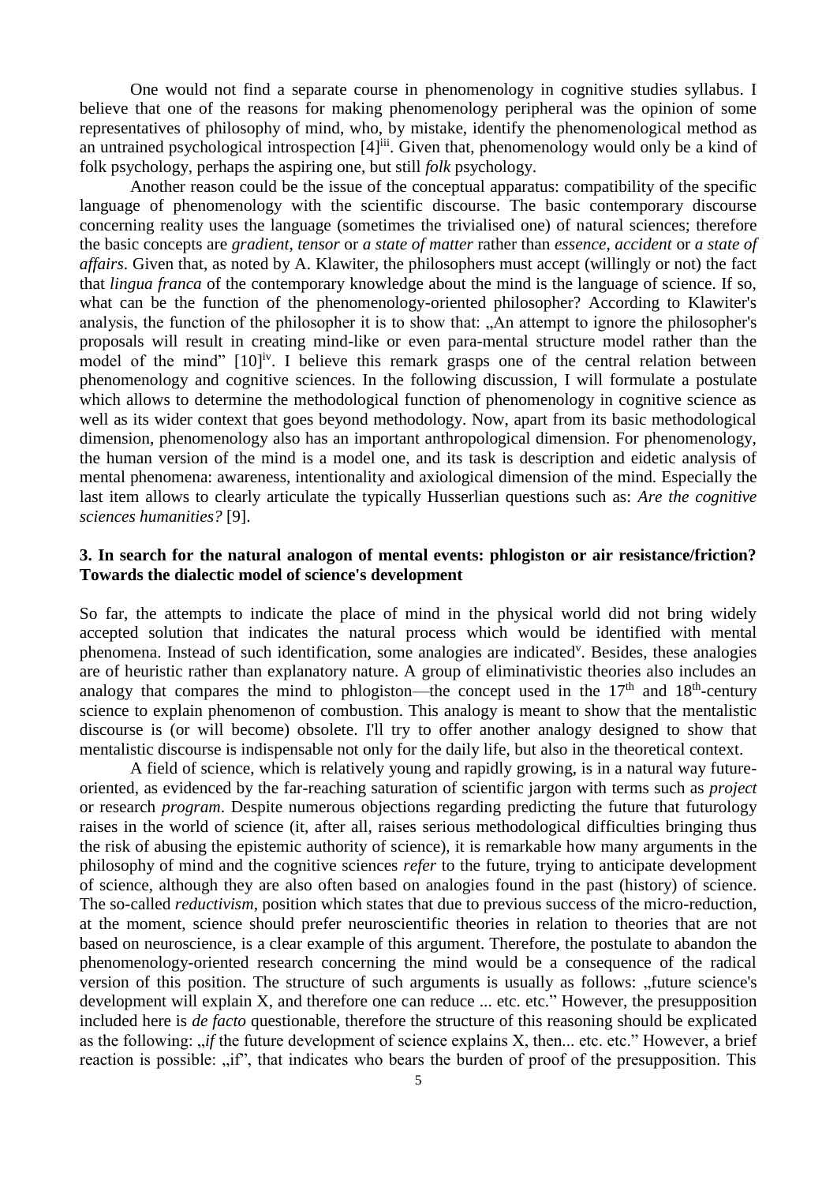One would not find a separate course in phenomenology in cognitive studies syllabus. I believe that one of the reasons for making phenomenology peripheral was the opinion of some representatives of philosophy of mind, who, by mistake, identify the phenomenological method as an untrained psychological introspection [4][iii]. Given that, phenomenology would only be a kind of folk psychology, perhaps the aspiring one, but still *folk* psychology.

Another reason could be the issue of the conceptual apparatus: compatibility of the specific language of phenomenology with the scientific discourse. The basic contemporary discourse concerning reality uses the language (sometimes the trivialised one) of natural sciences; therefore the basic concepts are *gradient*, *tensor* or *a state of matter* rather than *essence*, *accident* or *a state of affairs*. Given that, as noted by A. Klawiter, the philosophers must accept (willingly or not) the fact that *lingua franca* of the contemporary knowledge about the mind is the language of science. If so, what can be the function of the phenomenology-oriented philosopher? According to Klawiter's analysis, the function of the philosopher it is to show that: „An attempt to ignore the philosopher's proposals will result in creating mind-like or even para-mental structure model rather than the model of the mind" [10][iv]. I believe this remark grasps one of the central relation between phenomenology and cognitive sciences. In the following discussion, I will formulate a postulate which allows to determine the methodological function of phenomenology in cognitive science as well as its wider context that goes beyond methodology. Now, apart from its basic methodological dimension, phenomenology also has an important anthropological dimension. For phenomenology, the human version of the mind is a model one, and its task is description and eidetic analysis of mental phenomena: awareness, intentionality and axiological dimension of the mind. Especially the last item allows to clearly articulate the typically Husserlian questions such as: *Are the cognitive sciences humanities?* [9].

### 3. In search for the natural analogon of mental events: phlogiston or air resistance/friction? Towards the dialectic model of science's development

So far, the attempts to indicate the place of mind in the physical world did not bring widely accepted solution that indicates the natural process which would be identified with mental phenomena. Instead of such identification, some analogies are indicated[v]. Besides, these analogies are of heuristic rather than explanatory nature. A group of eliminativistic theories also includes an analogy that compares the mind to phlogiston—the concept used in the 17th and 18th-century science to explain phenomenon of combustion. This analogy is meant to show that the mentalistic discourse is (or will become) obsolete. I'll try to offer another analogy designed to show that mentalistic discourse is indispensable not only for the daily life, but also in the theoretical context.

A field of science, which is relatively young and rapidly growing, is in a natural way future-oriented, as evidenced by the far-reaching saturation of scientific jargon with terms such as *project* or research *program*. Despite numerous objections regarding predicting the future that futurology raises in the world of science (it, after all, raises serious methodological difficulties bringing thus the risk of abusing the epistemic authority of science), it is remarkable how many arguments in the philosophy of mind and the cognitive sciences *refer* to the future, trying to anticipate development of science, although they are also often based on analogies found in the past (history) of science. The so-called *reductivism*, position which states that due to previous success of the micro-reduction, at the moment, science should prefer neuroscientific theories in relation to theories that are not based on neuroscience, is a clear example of this argument. Therefore, the postulate to abandon the phenomenology-oriented research concerning the mind would be a consequence of the radical version of this position. The structure of such arguments is usually as follows: „future science's development will explain X, and therefore one can reduce ... etc. etc." However, the presupposition included here is *de facto* questionable, therefore the structure of this reasoning should be explicated as the following: „*if* the future development of science explains X, then... etc. etc." However, a brief reaction is possible: „if", that indicates who bears the burden of proof of the presupposition. This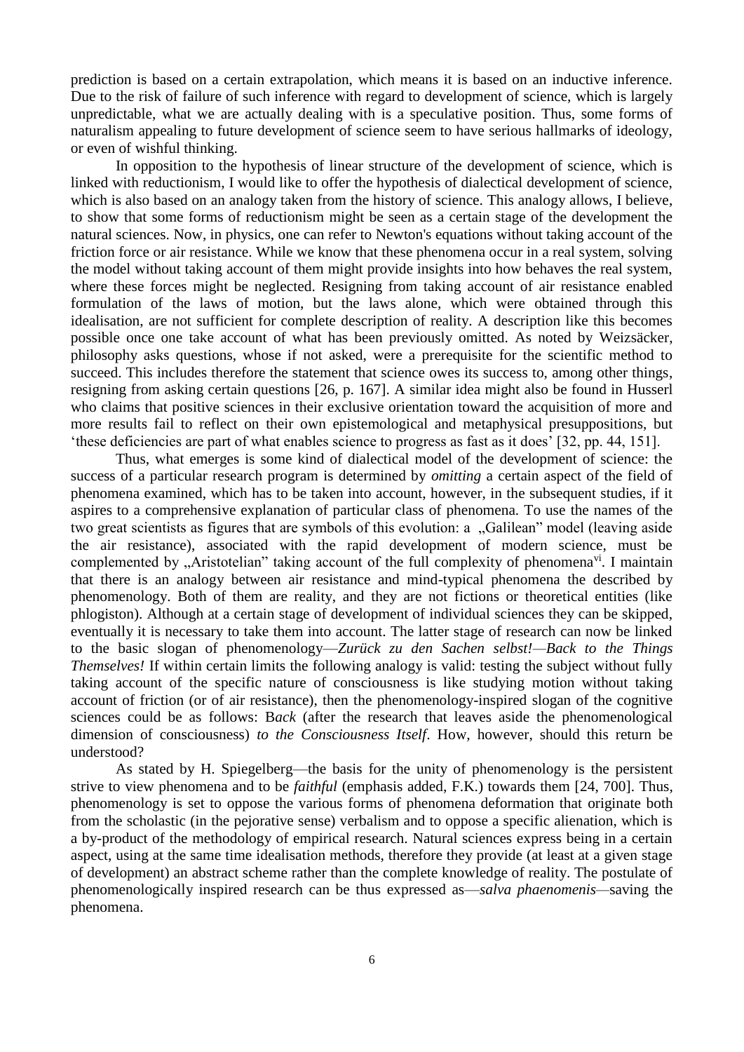prediction is based on a certain extrapolation, which means it is based on an inductive inference. Due to the risk of failure of such inference with regard to development of science, which is largely unpredictable, what we are actually dealing with is a speculative position. Thus, some forms of naturalism appealing to future development of science seem to have serious hallmarks of ideology, or even of wishful thinking.

In opposition to the hypothesis of linear structure of the development of science, which is linked with reductionism, I would like to offer the hypothesis of dialectical development of science, which is also based on an analogy taken from the history of science. This analogy allows, I believe, to show that some forms of reductionism might be seen as a certain stage of the development the natural sciences. Now, in physics, one can refer to Newton's equations without taking account of the friction force or air resistance. While we know that these phenomena occur in a real system, solving the model without taking account of them might provide insights into how behaves the real system, where these forces might be neglected. Resigning from taking account of air resistance enabled formulation of the laws of motion, but the laws alone, which were obtained through this idealisation, are not sufficient for complete description of reality. A description like this becomes possible once one take account of what has been previously omitted. As noted by Weizsäcker, philosophy asks questions, whose if not asked, were a prerequisite for the scientific method to succeed. This includes therefore the statement that science owes its success to, among other things, resigning from asking certain questions [26, p. 167]. A similar idea might also be found in Husserl who claims that positive sciences in their exclusive orientation toward the acquisition of more and more results fail to reflect on their own epistemological and metaphysical presuppositions, but 'these deficiencies are part of what enables science to progress as fast as it does' [32, pp. 44, 151].

Thus, what emerges is some kind of dialectical model of the development of science: the success of a particular research program is determined by *omitting* a certain aspect of the field of phenomena examined, which has to be taken into account, however, in the subsequent studies, if it aspires to a comprehensive explanation of particular class of phenomena. To use the names of the two great scientists as figures that are symbols of this evolution: a „Galilean" model (leaving aside the air resistance), associated with the rapid development of modern science, must be complemented by „Aristotelian" taking account of the full complexity of phenomena[vi]. I maintain that there is an analogy between air resistance and mind-typical phenomena the described by phenomenology. Both of them are reality, and they are not fictions or theoretical entities (like phlogiston). Although at a certain stage of development of individual sciences they can be skipped, eventually it is necessary to take them into account. The latter stage of research can now be linked to the basic slogan of phenomenology—*Zurück zu den Sachen selbst!*—*Back to the Things Themselves!* If within certain limits the following analogy is valid: testing the subject without fully taking account of the specific nature of consciousness is like studying motion without taking account of friction (or of air resistance), then the phenomenology-inspired slogan of the cognitive sciences could be as follows: B*ack* (after the research that leaves aside the phenomenological dimension of consciousness) *to the Consciousness Itself*. How, however, should this return be understood?

As stated by H. Spiegelberg—the basis for the unity of phenomenology is the persistent strive to view phenomena and to be *faithful* (emphasis added, F.K.) towards them [24, 700]. Thus, phenomenology is set to oppose the various forms of phenomena deformation that originate both from the scholastic (in the pejorative sense) verbalism and to oppose a specific alienation, which is a by-product of the methodology of empirical research. Natural sciences express being in a certain aspect, using at the same time idealisation methods, therefore they provide (at least at a given stage of development) an abstract scheme rather than the complete knowledge of reality. The postulate of phenomenologically inspired research can be thus expressed as—*salva phaenomenis*—saving the phenomena.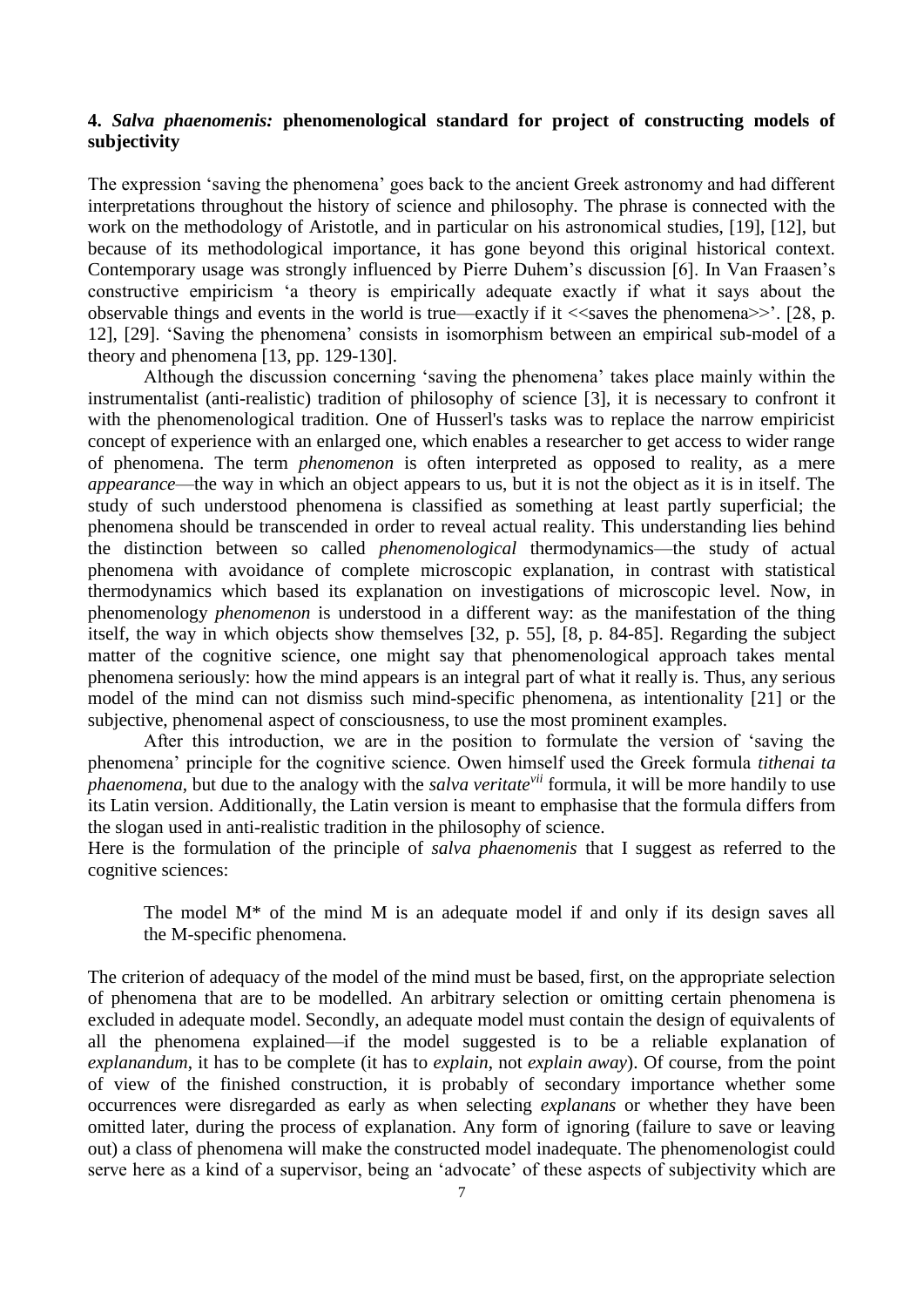## 4. *Salva phaenomenis:* phenomenological standard for project of constructing models of subjectivity

The expression 'saving the phenomena' goes back to the ancient Greek astronomy and had different interpretations throughout the history of science and philosophy. The phrase is connected with the work on the methodology of Aristotle, and in particular on his astronomical studies, [19], [12], but because of its methodological importance, it has gone beyond this original historical context. Contemporary usage was strongly influenced by Pierre Duhem's discussion [6]. In Van Fraasen's constructive empiricism 'a theory is empirically adequate exactly if what it says about the observable things and events in the world is true—exactly if it <<saves the phenomena>>'. [28, p. 12], [29]. 'Saving the phenomena' consists in isomorphism between an empirical sub-model of a theory and phenomena [13, pp. 129-130].

Although the discussion concerning 'saving the phenomena' takes place mainly within the instrumentalist (anti-realistic) tradition of philosophy of science [3], it is necessary to confront it with the phenomenological tradition. One of Husserl's tasks was to replace the narrow empiricist concept of experience with an enlarged one, which enables a researcher to get access to wider range of phenomena. The term *phenomenon* is often interpreted as opposed to reality, as a mere *appearance*—the way in which an object appears to us, but it is not the object as it is in itself. The study of such understood phenomena is classified as something at least partly superficial; the phenomena should be transcended in order to reveal actual reality. This understanding lies behind the distinction between so called *phenomenological* thermodynamics—the study of actual phenomena with avoidance of complete microscopic explanation, in contrast with statistical thermodynamics which based its explanation on investigations of microscopic level. Now, in phenomenology *phenomenon* is understood in a different way: as the manifestation of the thing itself, the way in which objects show themselves [32, p. 55], [8, p. 84-85]. Regarding the subject matter of the cognitive science, one might say that phenomenological approach takes mental phenomena seriously: how the mind appears is an integral part of what it really is. Thus, any serious model of the mind can not dismiss such mind-specific phenomena, as intentionality [21] or the subjective, phenomenal aspect of consciousness, to use the most prominent examples.

After this introduction, we are in the position to formulate the version of 'saving the phenomena' principle for the cognitive science. Owen himself used the Greek formula *tithenai ta phaenomena*, but due to the analogy with the *salva veritate*[vii] formula, it will be more handily to use its Latin version. Additionally, the Latin version is meant to emphasise that the formula differs from the slogan used in anti-realistic tradition in the philosophy of science.

Here is the formulation of the principle of *salva phaenomenis* that I suggest as referred to the cognitive sciences:

> The model M* of the mind M is an adequate model if and only if its design saves all the M-specific phenomena.

The criterion of adequacy of the model of the mind must be based, first, on the appropriate selection of phenomena that are to be modelled. An arbitrary selection or omitting certain phenomena is excluded in adequate model. Secondly, an adequate model must contain the design of equivalents of all the phenomena explained—if the model suggested is to be a reliable explanation of *explanandum*, it has to be complete (it has to *explain*, not *explain away*). Of course, from the point of view of the finished construction, it is probably of secondary importance whether some occurrences were disregarded as early as when selecting *explanans* or whether they have been omitted later, during the process of explanation. Any form of ignoring (failure to save or leaving out) a class of phenomena will make the constructed model inadequate. The phenomenologist could serve here as a kind of a supervisor, being an 'advocate' of these aspects of subjectivity which are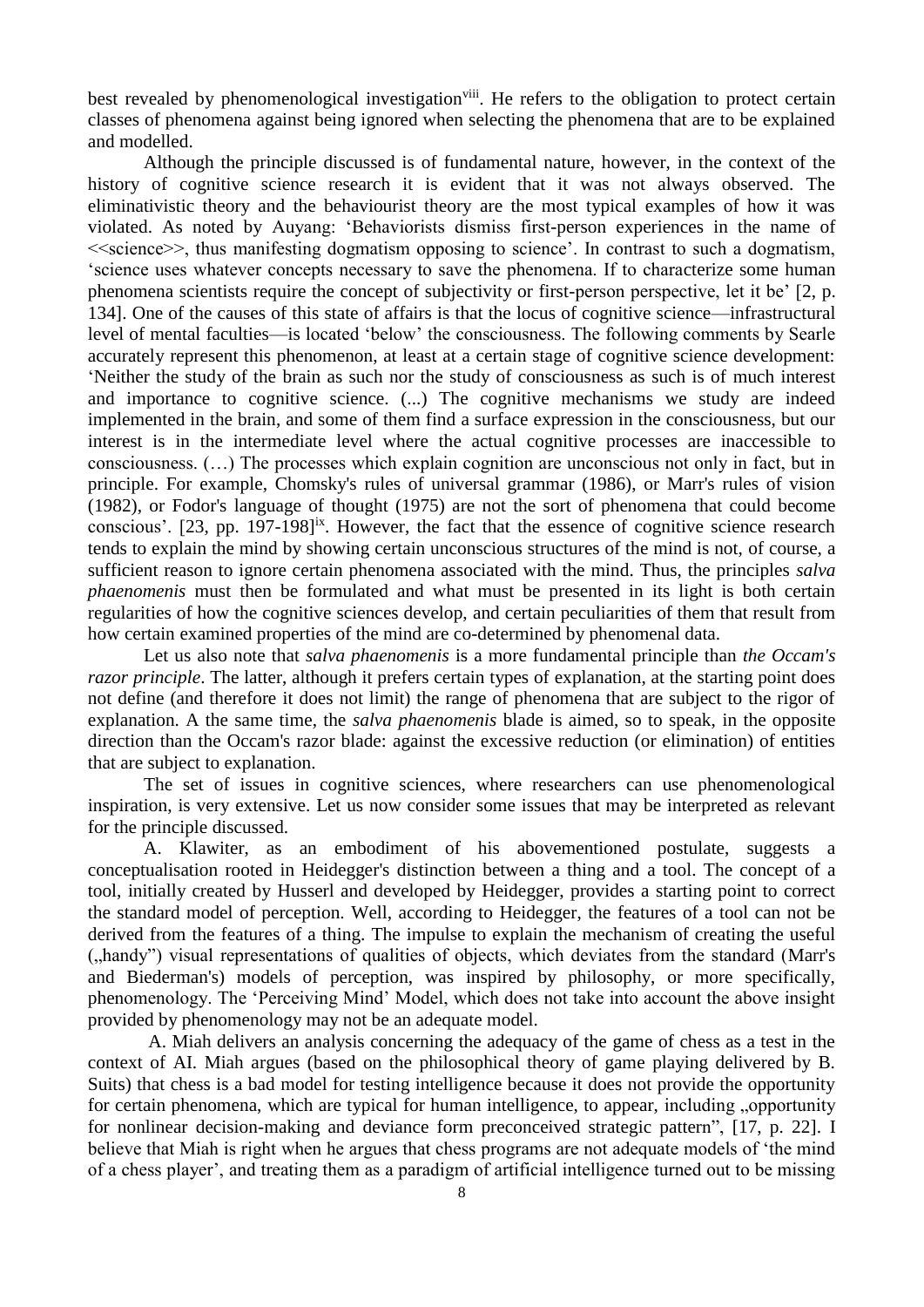best revealed by phenomenological investigation[viii]. He refers to the obligation to protect certain classes of phenomena against being ignored when selecting the phenomena that are to be explained and modelled.

Although the principle discussed is of fundamental nature, however, in the context of the history of cognitive science research it is evident that it was not always observed. The eliminativistic theory and the behaviourist theory are the most typical examples of how it was violated. As noted by Auyang: 'Behaviorists dismiss first-person experiences in the name of <<science>>, thus manifesting dogmatism opposing to science'. In contrast to such a dogmatism, 'science uses whatever concepts necessary to save the phenomena. If to characterize some human phenomena scientists require the concept of subjectivity or first-person perspective, let it be' [2, p. 134]. One of the causes of this state of affairs is that the locus of cognitive science—infrastructural level of mental faculties—is located 'below' the consciousness. The following comments by Searle accurately represent this phenomenon, at least at a certain stage of cognitive science development: 'Neither the study of the brain as such nor the study of consciousness as such is of much interest and importance to cognitive science. (...) The cognitive mechanisms we study are indeed implemented in the brain, and some of them find a surface expression in the consciousness, but our interest is in the intermediate level where the actual cognitive processes are inaccessible to consciousness. (…) The processes which explain cognition are unconscious not only in fact, but in principle. For example, Chomsky's rules of universal grammar (1986), or Marr's rules of vision (1982), or Fodor's language of thought (1975) are not the sort of phenomena that could become conscious'. [23, pp. 197-198][ix]. However, the fact that the essence of cognitive science research tends to explain the mind by showing certain unconscious structures of the mind is not, of course, a sufficient reason to ignore certain phenomena associated with the mind. Thus, the principles *salva phaenomenis* must then be formulated and what must be presented in its light is both certain regularities of how the cognitive sciences develop, and certain peculiarities of them that result from how certain examined properties of the mind are co-determined by phenomenal data.

Let us also note that *salva phaenomenis* is a more fundamental principle than *the Occam's razor principle*. The latter, although it prefers certain types of explanation, at the starting point does not define (and therefore it does not limit) the range of phenomena that are subject to the rigor of explanation. A the same time, the *salva phaenomenis* blade is aimed, so to speak, in the opposite direction than the Occam's razor blade: against the excessive reduction (or elimination) of entities that are subject to explanation.

The set of issues in cognitive sciences, where researchers can use phenomenological inspiration, is very extensive. Let us now consider some issues that may be interpreted as relevant for the principle discussed.

A. Klawiter, as an embodiment of his abovementioned postulate, suggests a conceptualisation rooted in Heidegger's distinction between a thing and a tool. The concept of a tool, initially created by Husserl and developed by Heidegger, provides a starting point to correct the standard model of perception. Well, according to Heidegger, the features of a tool can not be derived from the features of a thing. The impulse to explain the mechanism of creating the useful („handy") visual representations of qualities of objects, which deviates from the standard (Marr's and Biederman's) models of perception, was inspired by philosophy, or more specifically, phenomenology. The 'Perceiving Mind' Model, which does not take into account the above insight provided by phenomenology may not be an adequate model.

A. Miah delivers an analysis concerning the adequacy of the game of chess as a test in the context of AI. Miah argues (based on the philosophical theory of game playing delivered by B. Suits) that chess is a bad model for testing intelligence because it does not provide the opportunity for certain phenomena, which are typical for human intelligence, to appear, including „opportunity for nonlinear decision-making and deviance form preconceived strategic pattern", [17, p. 22]. I believe that Miah is right when he argues that chess programs are not adequate models of 'the mind of a chess player', and treating them as a paradigm of artificial intelligence turned out to be missing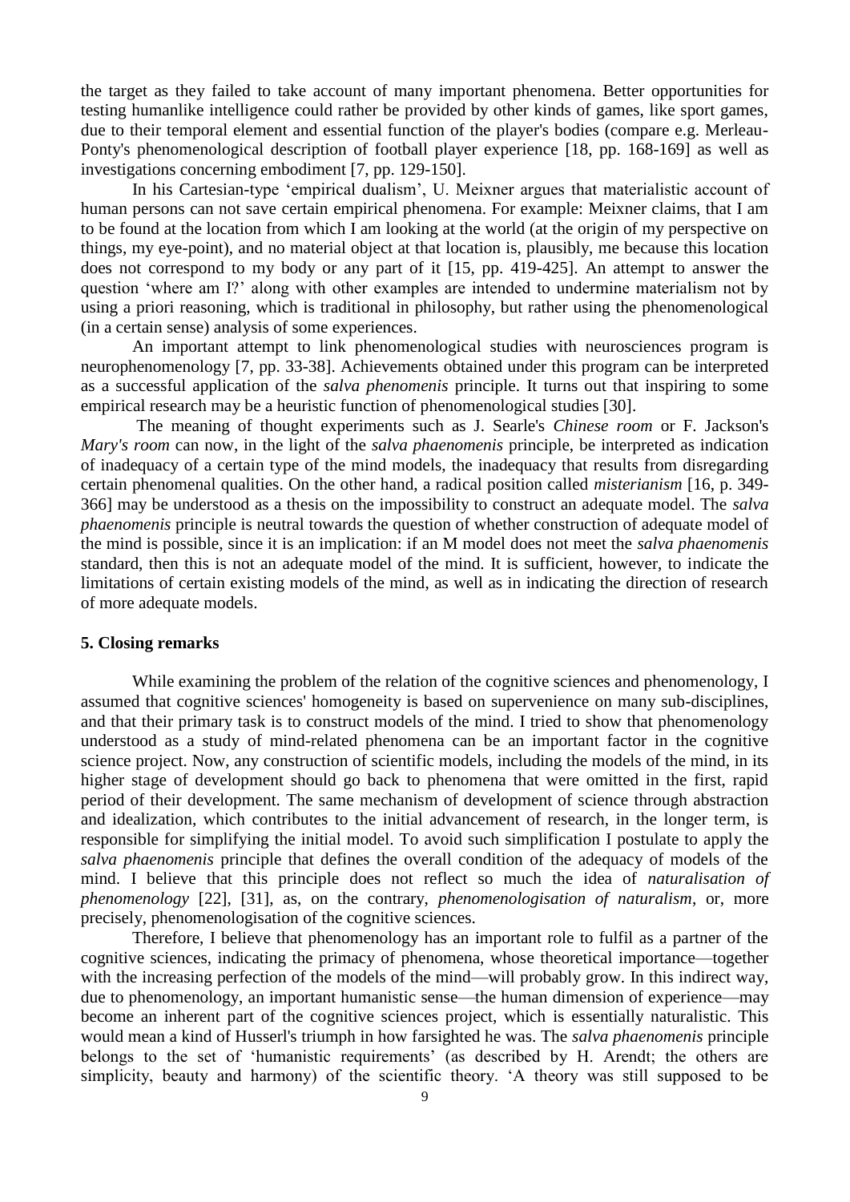the target as they failed to take account of many important phenomena. Better opportunities for testing humanlike intelligence could rather be provided by other kinds of games, like sport games, due to their temporal element and essential function of the player's bodies (compare e.g. Merleau-Ponty's phenomenological description of football player experience [18, pp. 168-169] as well as investigations concerning embodiment [7, pp. 129-150].

In his Cartesian-type 'empirical dualism', U. Meixner argues that materialistic account of human persons can not save certain empirical phenomena. For example: Meixner claims, that I am to be found at the location from which I am looking at the world (at the origin of my perspective on things, my eye-point), and no material object at that location is, plausibly, me because this location does not correspond to my body or any part of it [15, pp. 419-425]. An attempt to answer the question 'where am I?' along with other examples are intended to undermine materialism not by using a priori reasoning, which is traditional in philosophy, but rather using the phenomenological (in a certain sense) analysis of some experiences.

An important attempt to link phenomenological studies with neurosciences program is neurophenomenology [7, pp. 33-38]. Achievements obtained under this program can be interpreted as a successful application of the *salva phenomenis* principle. It turns out that inspiring to some empirical research may be a heuristic function of phenomenological studies [30].

The meaning of thought experiments such as J. Searle's *Chinese room* or F. Jackson's *Mary's room* can now, in the light of the *salva phaenomenis* principle, be interpreted as indication of inadequacy of a certain type of the mind models, the inadequacy that results from disregarding certain phenomenal qualities. On the other hand, a radical position called *misterianism* [16, p. 349-366] may be understood as a thesis on the impossibility to construct an adequate model. The *salva phaenomenis* principle is neutral towards the question of whether construction of adequate model of the mind is possible, since it is an implication: if an M model does not meet the *salva phaenomenis* standard, then this is not an adequate model of the mind. It is sufficient, however, to indicate the limitations of certain existing models of the mind, as well as in indicating the direction of research of more adequate models.

## 5. Closing remarks

While examining the problem of the relation of the cognitive sciences and phenomenology, I assumed that cognitive sciences' homogeneity is based on supervenience on many sub-disciplines, and that their primary task is to construct models of the mind. I tried to show that phenomenology understood as a study of mind-related phenomena can be an important factor in the cognitive science project. Now, any construction of scientific models, including the models of the mind, in its higher stage of development should go back to phenomena that were omitted in the first, rapid period of their development. The same mechanism of development of science through abstraction and idealization, which contributes to the initial advancement of research, in the longer term, is responsible for simplifying the initial model. To avoid such simplification I postulate to apply the *salva phaenomenis* principle that defines the overall condition of the adequacy of models of the mind. I believe that this principle does not reflect so much the idea of *naturalisation of phenomenology* [22], [31], as, on the contrary, *phenomenologisation of naturalism*, or, more precisely, phenomenologisation of the cognitive sciences.

Therefore, I believe that phenomenology has an important role to fulfil as a partner of the cognitive sciences, indicating the primacy of phenomena, whose theoretical importance—together with the increasing perfection of the models of the mind—will probably grow. In this indirect way, due to phenomenology, an important humanistic sense—the human dimension of experience—may become an inherent part of the cognitive sciences project, which is essentially naturalistic. This would mean a kind of Husserl's triumph in how farsighted he was. The *salva phaenomenis* principle belongs to the set of 'humanistic requirements' (as described by H. Arendt; the others are simplicity, beauty and harmony) of the scientific theory. 'A theory was still supposed to be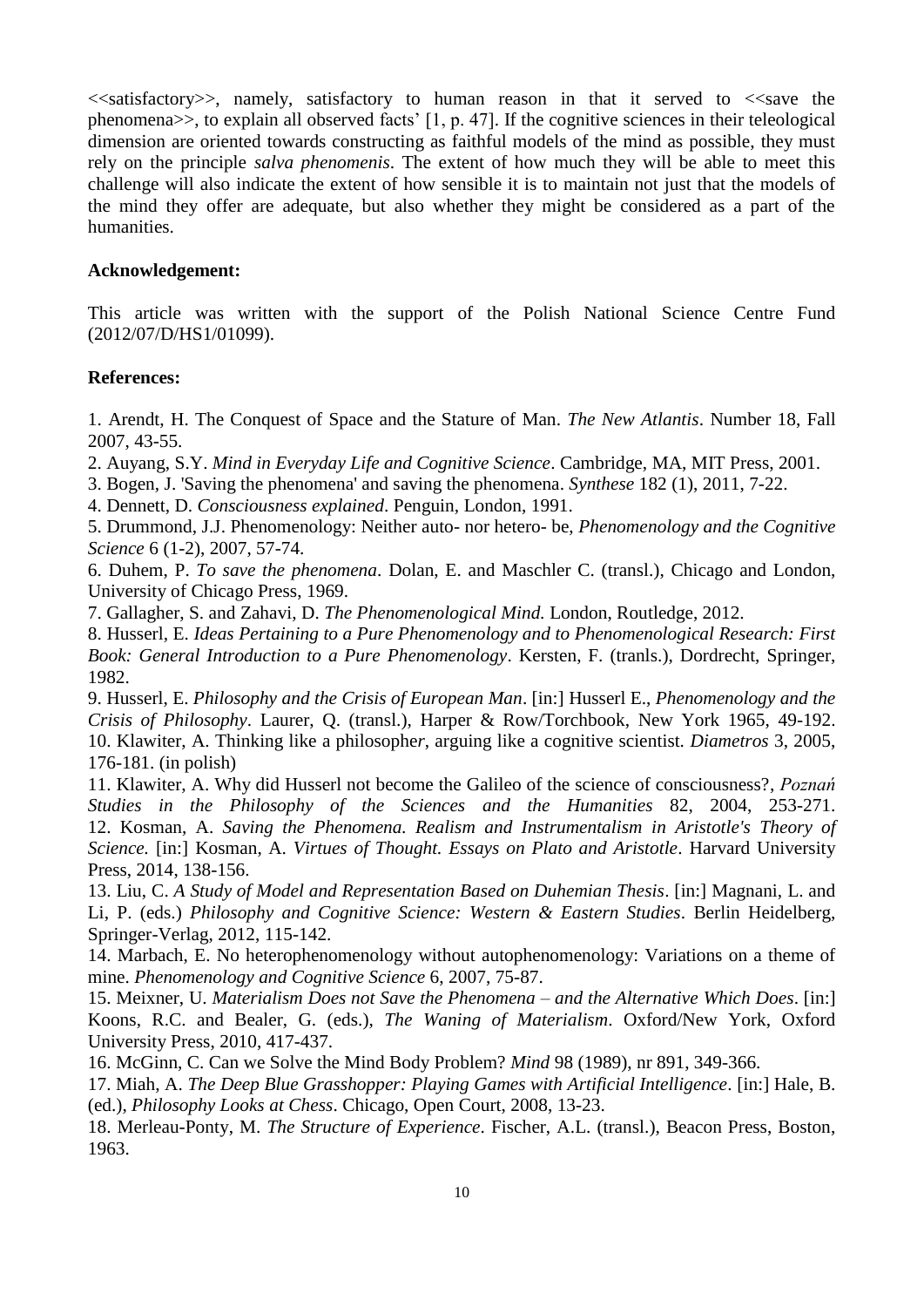<<satisfactory>>, namely, satisfactory to human reason in that it served to <<save the phenomena>>, to explain all observed facts' [1, p. 47]. If the cognitive sciences in their teleological dimension are oriented towards constructing as faithful models of the mind as possible, they must rely on the principle *salva phenomenis*. The extent of how much they will be able to meet this challenge will also indicate the extent of how sensible it is to maintain not just that the models of the mind they offer are adequate, but also whether they might be considered as a part of the humanities.

**Acknowledgement:**

This article was written with the support of the Polish National Science Centre Fund (2012/07/D/HS1/01099).

**References:**

1. Arendt, H. The Conquest of Space and the Stature of Man. *The New Atlantis*. Number 18, Fall 2007, 43-55.
2. Auyang, S.Y. *Mind in Everyday Life and Cognitive Science*. Cambridge, MA, MIT Press, 2001.
3. Bogen, J. 'Saving the phenomena' and saving the phenomena. *Synthese* 182 (1), 2011, 7-22.
4. Dennett, D. *Consciousness explained*. Penguin, London, 1991.
5. Drummond, J.J. Phenomenology: Neither auto- nor hetero- be, *Phenomenology and the Cognitive Science* 6 (1-2), 2007, 57-74.
6. Duhem, P. *To save the phenomena*. Dolan, E. and Maschler C. (transl.), Chicago and London, University of Chicago Press, 1969.
7. Gallagher, S. and Zahavi, D. *The Phenomenological Mind.* London, Routledge, 2012.
8. Husserl, E. *Ideas Pertaining to a Pure Phenomenology and to Phenomenological Research: First Book: General Introduction to a Pure Phenomenology*. Kersten, F. (tranls.), Dordrecht, Springer, 1982.
9. Husserl, E. *Philosophy and the Crisis of European Man*. [in:] Husserl E., *Phenomenology and the Crisis of Philosophy*. Laurer, Q. (transl.), Harper & Row/Torchbook, New York 1965, 49-192.
10. Klawiter, A. Thinking like a philosopher, arguing like a cognitive scientist. *Diametros* 3, 2005, 176-181. (in polish)
11. Klawiter, A. Why did Husserl not become the Galileo of the science of consciousness?, *Poznań Studies in the Philosophy of the Sciences and the Humanities* 82, 2004, 253-271.
12. Kosman, A. *Saving the Phenomena. Realism and Instrumentalism in Aristotle's Theory of Science.* [in:] Kosman, A. *Virtues of Thought. Essays on Plato and Aristotle*. Harvard University Press, 2014, 138-156.
13. Liu, C. *A Study of Model and Representation Based on Duhemian Thesis*. [in:] Magnani, L. and Li, P. (eds.) *Philosophy and Cognitive Science: Western & Eastern Studies*. Berlin Heidelberg, Springer-Verlag, 2012, 115-142.
14. Marbach, E. No heterophenomenology without autophenomenology: Variations on a theme of mine. *Phenomenology and Cognitive Science* 6, 2007, 75-87.
15. Meixner, U. *Materialism Does not Save the Phenomena – and the Alternative Which Does*. [in:] Koons, R.C. and Bealer, G. (eds.), *The Waning of Materialism*. Oxford/New York, Oxford University Press, 2010, 417-437.
16. McGinn, C. Can we Solve the Mind Body Problem? *Mind* 98 (1989), nr 891, 349-366.
17. Miah, A. *The Deep Blue Grasshopper: Playing Games with Artificial Intelligence*. [in:] Hale, B. (ed.), *Philosophy Looks at Chess*. Chicago, Open Court, 2008, 13-23.
18. Merleau-Ponty, M. *The Structure of Experience*. Fischer, A.L. (transl.), Beacon Press, Boston, 1963.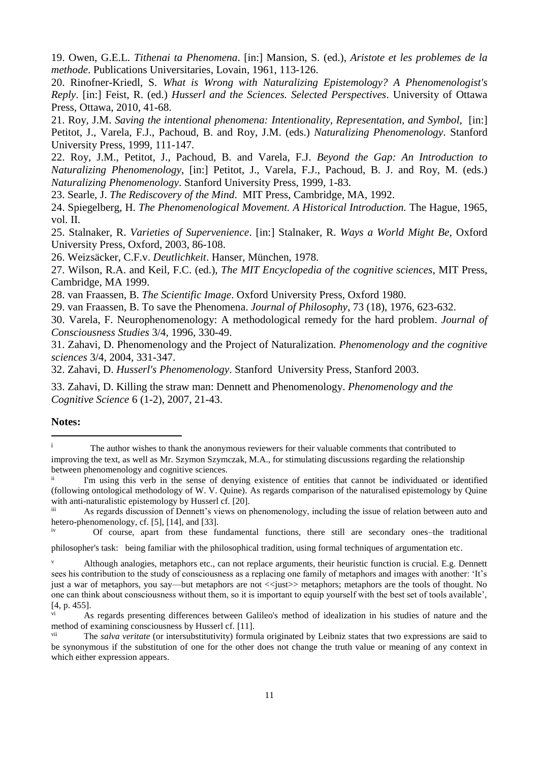19. Owen, G.E.L. *Tithenai ta Phenomena*. [in:] Mansion, S. (ed.), *Aristote et les problemes de la methode*. Publications Universitaries, Lovain, 1961, 113-126.

20. Rinofner-Kriedl, S. *What is Wrong with Naturalizing Epistemology? A Phenomenologist's Reply*. [in:] Feist, R. (ed.) *Husserl and the Sciences. Selected Perspectives*. University of Ottawa Press, Ottawa, 2010, 41-68.

21. Roy, J.M. *Saving the intentional phenomena: Intentionality, Representation, and Symbol*, [in:] Petitot, J., Varela, F.J., Pachoud, B. and Roy, J.M. (eds.) *Naturalizing Phenomenology*. Stanford University Press, 1999, 111-147.

22. Roy, J.M., Petitot, J., Pachoud, B. and Varela, F.J. *Beyond the Gap: An Introduction to Naturalizing Phenomenology*, [in:] Petitot, J., Varela, F.J., Pachoud, B. J. and Roy, M. (eds.) *Naturalizing Phenomenology*. Stanford University Press, 1999, 1-83.

23. Searle, J. *The Rediscovery of the Mind*. MIT Press, Cambridge, MA, 1992.

24. Spiegelberg, H. *The Phenomenological Movement. A Historical Introduction.* The Hague, 1965, vol. II.

25. Stalnaker, R. *Varieties of Supervenience*. [in:] Stalnaker, R. *Ways a World Might Be*, Oxford University Press, Oxford, 2003, 86-108.

26. Weizsäcker, C.F.v. *Deutlichkeit*. Hanser, München, 1978.

27. Wilson, R.A. and Keil, F.C. (ed.), *The MIT Encyclopedia of the cognitive sciences*, MIT Press, Cambridge, MA 1999.

28. van Fraassen, B. *The Scientific Image*. Oxford University Press, Oxford 1980.

29. van Fraassen, B. To save the Phenomena. *Journal of Philosophy*, 73 (18), 1976, 623-632.

30. Varela, F. Neurophenomenology: A methodological remedy for the hard problem. *Journal of Consciousness Studies* 3/4, 1996, 330-49.

31. Zahavi, D. Phenomenology and the Project of Naturalization. *Phenomenology and the cognitive sciences* 3/4, 2004, 331-347.

32. Zahavi, D. *Husserl's Phenomenology*. Stanford University Press, Stanford 2003.

33. Zahavi, D. Killing the straw man: Dennett and Phenomenology. *Phenomenology and the Cognitive Science* 6 (1-2), 2007, 21-43.

**Notes:**

---

[i] The author wishes to thank the anonymous reviewers for their valuable comments that contributed to improving the text, as well as Mr. Szymon Szymczak, M.A., for stimulating discussions regarding the relationship between phenomenology and cognitive sciences.

[ii] I'm using this verb in the sense of denying existence of entities that cannot be individuated or identified (following ontological methodology of W. V. Quine). As regards comparison of the naturalised epistemology by Quine with anti-naturalistic epistemology by Husserl cf. [20].

[iii] As regards discussion of Dennett's views on phenomenology, including the issue of relation between auto and hetero-phenomenology, cf. [5], [14], and [33].

[iv] Of course, apart from these fundamental functions, there still are secondary ones–the traditional philosopher's task: being familiar with the philosophical tradition, using formal techniques of argumentation etc.

[v] Although analogies, metaphors etc., can not replace arguments, their heuristic function is crucial. E.g. Dennett sees his contribution to the study of consciousness as a replacing one family of metaphors and images with another: 'It's just a war of metaphors, you say—but metaphors are not <<just>> metaphors; metaphors are the tools of thought. No one can think about consciousness without them, so it is important to equip yourself with the best set of tools available', [4, p. 455].

[vi] As regards presenting differences between Galileo's method of idealization in his studies of nature and the method of examining consciousness by Husserl cf. [11].

[vii] The *salva veritate* (or intersubstitutivity) formula originated by Leibniz states that two expressions are said to be synonymous if the substitution of one for the other does not change the truth value or meaning of any context in which either expression appears.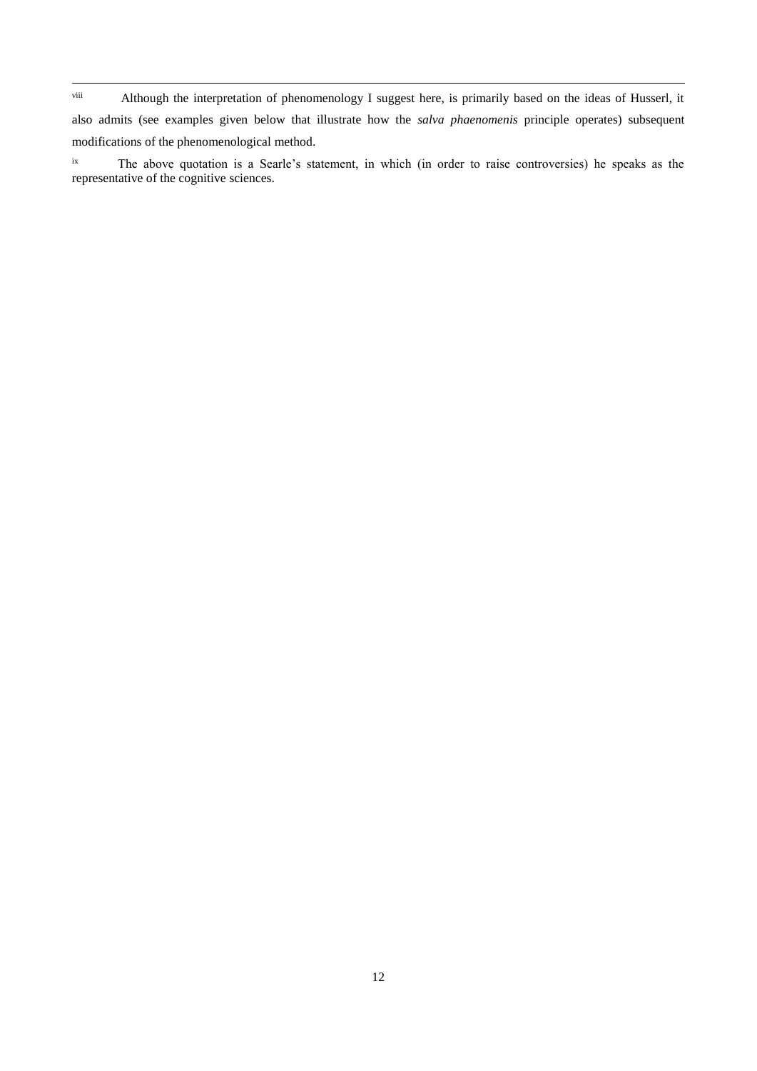[viii] Although the interpretation of phenomenology I suggest here, is primarily based on the ideas of Husserl, it also admits (see examples given below that illustrate how the *salva phaenomenis* principle operates) subsequent modifications of the phenomenological method.

[ix] The above quotation is a Searle's statement, in which (in order to raise controversies) he speaks as the representative of the cognitive sciences.